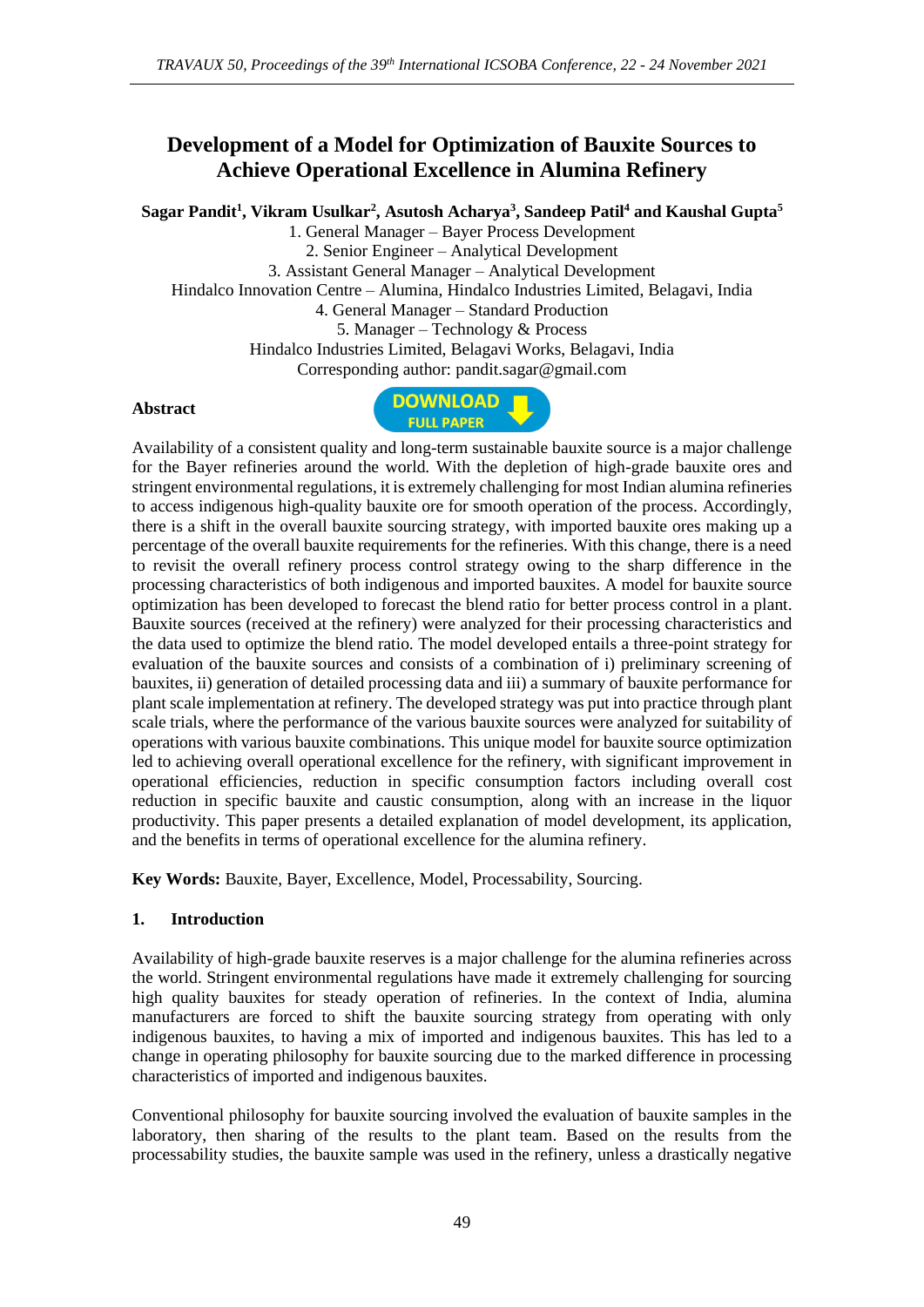# Development of a Model for Optimization of Bauxite Sources to Achieve Operational Excellence in Alumina Refinery

**Sagar Pandit[1], Vikram Usulkar[2], Asutosh Acharya[3], Sandeep Patil[4] and Kaushal Gupta[5]**

1. General Manager – Bayer Process Development
2. Senior Engineer – Analytical Development
3. Assistant General Manager – Analytical Development

Hindalco Innovation Centre – Alumina, Hindalco Industries Limited, Belagavi, India

4. General Manager – Standard Production
5. Manager – Technology & Process

Hindalco Industries Limited, Belagavi Works, Belagavi, India

Corresponding author: pandit.sagar@gmail.com

**Abstract**

DOWNLOAD FULL PAPER

Availability of a consistent quality and long-term sustainable bauxite source is a major challenge for the Bayer refineries around the world. With the depletion of high-grade bauxite ores and stringent environmental regulations, it is extremely challenging for most Indian alumina refineries to access indigenous high-quality bauxite ore for smooth operation of the process. Accordingly, there is a shift in the overall bauxite sourcing strategy, with imported bauxite ores making up a percentage of the overall bauxite requirements for the refineries. With this change, there is a need to revisit the overall refinery process control strategy owing to the sharp difference in the processing characteristics of both indigenous and imported bauxites. A model for bauxite source optimization has been developed to forecast the blend ratio for better process control in a plant. Bauxite sources (received at the refinery) were analyzed for their processing characteristics and the data used to optimize the blend ratio. The model developed entails a three-point strategy for evaluation of the bauxite sources and consists of a combination of i) preliminary screening of bauxites, ii) generation of detailed processing data and iii) a summary of bauxite performance for plant scale implementation at refinery. The developed strategy was put into practice through plant scale trials, where the performance of the various bauxite sources were analyzed for suitability of operations with various bauxite combinations. This unique model for bauxite source optimization led to achieving overall operational excellence for the refinery, with significant improvement in operational efficiencies, reduction in specific consumption factors including overall cost reduction in specific bauxite and caustic consumption, along with an increase in the liquor productivity. This paper presents a detailed explanation of model development, its application, and the benefits in terms of operational excellence for the alumina refinery.

**Key Words:** Bauxite, Bayer, Excellence, Model, Processability, Sourcing.

## 1. Introduction

Availability of high-grade bauxite reserves is a major challenge for the alumina refineries across the world. Stringent environmental regulations have made it extremely challenging for sourcing high quality bauxites for steady operation of refineries. In the context of India, alumina manufacturers are forced to shift the bauxite sourcing strategy from operating with only indigenous bauxites, to having a mix of imported and indigenous bauxites. This has led to a change in operating philosophy for bauxite sourcing due to the marked difference in processing characteristics of imported and indigenous bauxites.

Conventional philosophy for bauxite sourcing involved the evaluation of bauxite samples in the laboratory, then sharing of the results to the plant team. Based on the results from the processability studies, the bauxite sample was used in the refinery, unless a drastically negative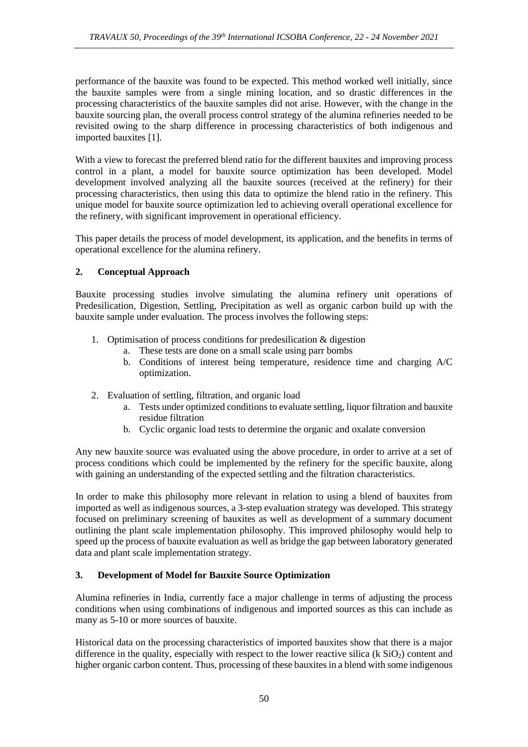performance of the bauxite was found to be expected. This method worked well initially, since the bauxite samples were from a single mining location, and so drastic differences in the processing characteristics of the bauxite samples did not arise. However, with the change in the bauxite sourcing plan, the overall process control strategy of the alumina refineries needed to be revisited owing to the sharp difference in processing characteristics of both indigenous and imported bauxites [1].

With a view to forecast the preferred blend ratio for the different bauxites and improving process control in a plant, a model for bauxite source optimization has been developed. Model development involved analyzing all the bauxite sources (received at the refinery) for their processing characteristics, then using this data to optimize the blend ratio in the refinery. This unique model for bauxite source optimization led to achieving overall operational excellence for the refinery, with significant improvement in operational efficiency.

This paper details the process of model development, its application, and the benefits in terms of operational excellence for the alumina refinery.

## 2. Conceptual Approach

Bauxite processing studies involve simulating the alumina refinery unit operations of Predesilication, Digestion, Settling, Precipitation as well as organic carbon build up with the bauxite sample under evaluation. The process involves the following steps:

1. Optimisation of process conditions for predesilication & digestion
   a. These tests are done on a small scale using parr bombs
   b. Conditions of interest being temperature, residence time and charging A/C optimization.
2. Evaluation of settling, filtration, and organic load
   a. Tests under optimized conditions to evaluate settling, liquor filtration and bauxite residue filtration
   b. Cyclic organic load tests to determine the organic and oxalate conversion

Any new bauxite source was evaluated using the above procedure, in order to arrive at a set of process conditions which could be implemented by the refinery for the specific bauxite, along with gaining an understanding of the expected settling and the filtration characteristics.

In order to make this philosophy more relevant in relation to using a blend of bauxites from imported as well as indigenous sources, a 3-step evaluation strategy was developed. This strategy focused on preliminary screening of bauxites as well as development of a summary document outlining the plant scale implementation philosophy. This improved philosophy would help to speed up the process of bauxite evaluation as well as bridge the gap between laboratory generated data and plant scale implementation strategy.

## 3. Development of Model for Bauxite Source Optimization

Alumina refineries in India, currently face a major challenge in terms of adjusting the process conditions when using combinations of indigenous and imported sources as this can include as many as 5-10 or more sources of bauxite.

Historical data on the processing characteristics of imported bauxites show that there is a major difference in the quality, especially with respect to the lower reactive silica (k $SiO_2$) content and higher organic carbon content. Thus, processing of these bauxites in a blend with some indigenous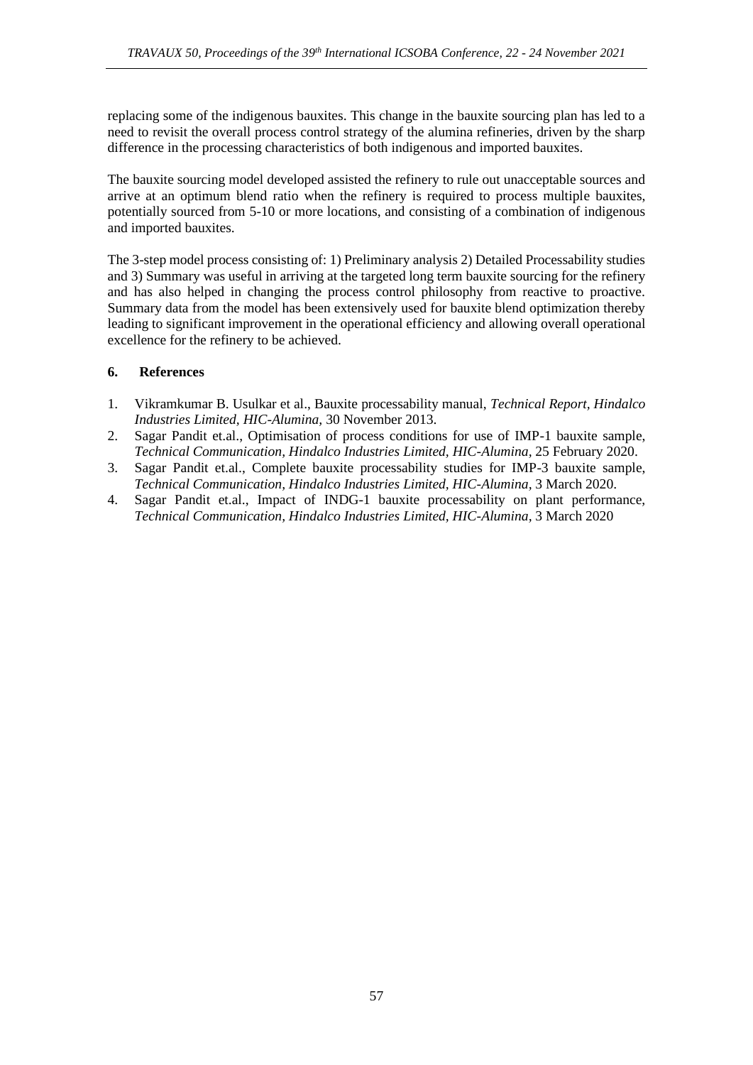replacing some of the indigenous bauxites. This change in the bauxite sourcing plan has led to a need to revisit the overall process control strategy of the alumina refineries, driven by the sharp difference in the processing characteristics of both indigenous and imported bauxites.

The bauxite sourcing model developed assisted the refinery to rule out unacceptable sources and arrive at an optimum blend ratio when the refinery is required to process multiple bauxites, potentially sourced from 5-10 or more locations, and consisting of a combination of indigenous and imported bauxites.

The 3-step model process consisting of: 1) Preliminary analysis 2) Detailed Processability studies and 3) Summary was useful in arriving at the targeted long term bauxite sourcing for the refinery and has also helped in changing the process control philosophy from reactive to proactive. Summary data from the model has been extensively used for bauxite blend optimization thereby leading to significant improvement in the operational efficiency and allowing overall operational excellence for the refinery to be achieved.

## 6. References

1. Vikramkumar B. Usulkar et al., Bauxite processability manual, *Technical Report, Hindalco Industries Limited, HIC-Alumina*, 30 November 2013.
2. Sagar Pandit et.al., Optimisation of process conditions for use of IMP-1 bauxite sample, *Technical Communication, Hindalco Industries Limited, HIC-Alumina*, 25 February 2020.
3. Sagar Pandit et.al., Complete bauxite processability studies for IMP-3 bauxite sample, *Technical Communication, Hindalco Industries Limited, HIC-Alumina*, 3 March 2020.
4. Sagar Pandit et.al., Impact of INDG-1 bauxite processability on plant performance, *Technical Communication, Hindalco Industries Limited, HIC-Alumina*, 3 March 2020